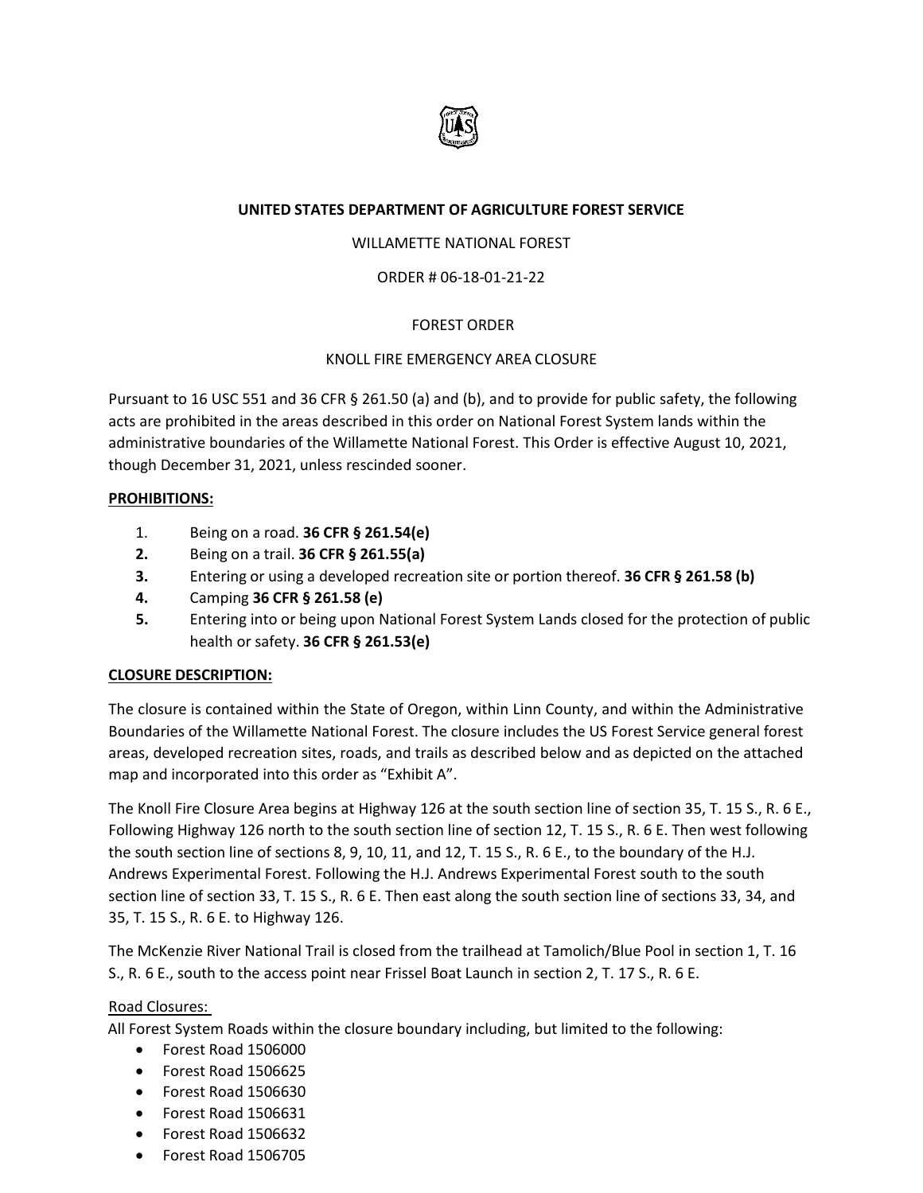**UNITED STATES DEPARTMENT OF AGRICULTURE FOREST SERVICE**

WILLAMETTE NATIONAL FOREST

ORDER # 06-18-01-21-22

FOREST ORDER

KNOLL FIRE EMERGENCY AREA CLOSURE

Pursuant to 16 USC 551 and 36 CFR § 261.50 (a) and (b), and to provide for public safety, the following acts are prohibited in the areas described in this order on National Forest System lands within the administrative boundaries of the Willamette National Forest. This Order is effective August 10, 2021, though December 31, 2021, unless rescinded sooner.

**PROHIBITIONS:**

1. Being on a road. **36 CFR § 261.54(e)**
2. Being on a trail. **36 CFR § 261.55(a)**
3. Entering or using a developed recreation site or portion thereof. **36 CFR § 261.58 (b)**
4. Camping **36 CFR § 261.58 (e)**
5. Entering into or being upon National Forest System Lands closed for the protection of public health or safety. **36 CFR § 261.53(e)**

**CLOSURE DESCRIPTION:**

The closure is contained within the State of Oregon, within Linn County, and within the Administrative Boundaries of the Willamette National Forest. The closure includes the US Forest Service general forest areas, developed recreation sites, roads, and trails as described below and as depicted on the attached map and incorporated into this order as "Exhibit A".

The Knoll Fire Closure Area begins at Highway 126 at the south section line of section 35, T. 15 S., R. 6 E., Following Highway 126 north to the south section line of section 12, T. 15 S., R. 6 E. Then west following the south section line of sections 8, 9, 10, 11, and 12, T. 15 S., R. 6 E., to the boundary of the H.J. Andrews Experimental Forest. Following the H.J. Andrews Experimental Forest south to the south section line of section 33, T. 15 S., R. 6 E. Then east along the south section line of sections 33, 34, and 35, T. 15 S., R. 6 E. to Highway 126.

The McKenzie River National Trail is closed from the trailhead at Tamolich/Blue Pool in section 1, T. 16 S., R. 6 E., south to the access point near Frissel Boat Launch in section 2, T. 17 S., R. 6 E.

Road Closures:

All Forest System Roads within the closure boundary including, but limited to the following:

- Forest Road 1506000
- Forest Road 1506625
- Forest Road 1506630
- Forest Road 1506631
- Forest Road 1506632
- Forest Road 1506705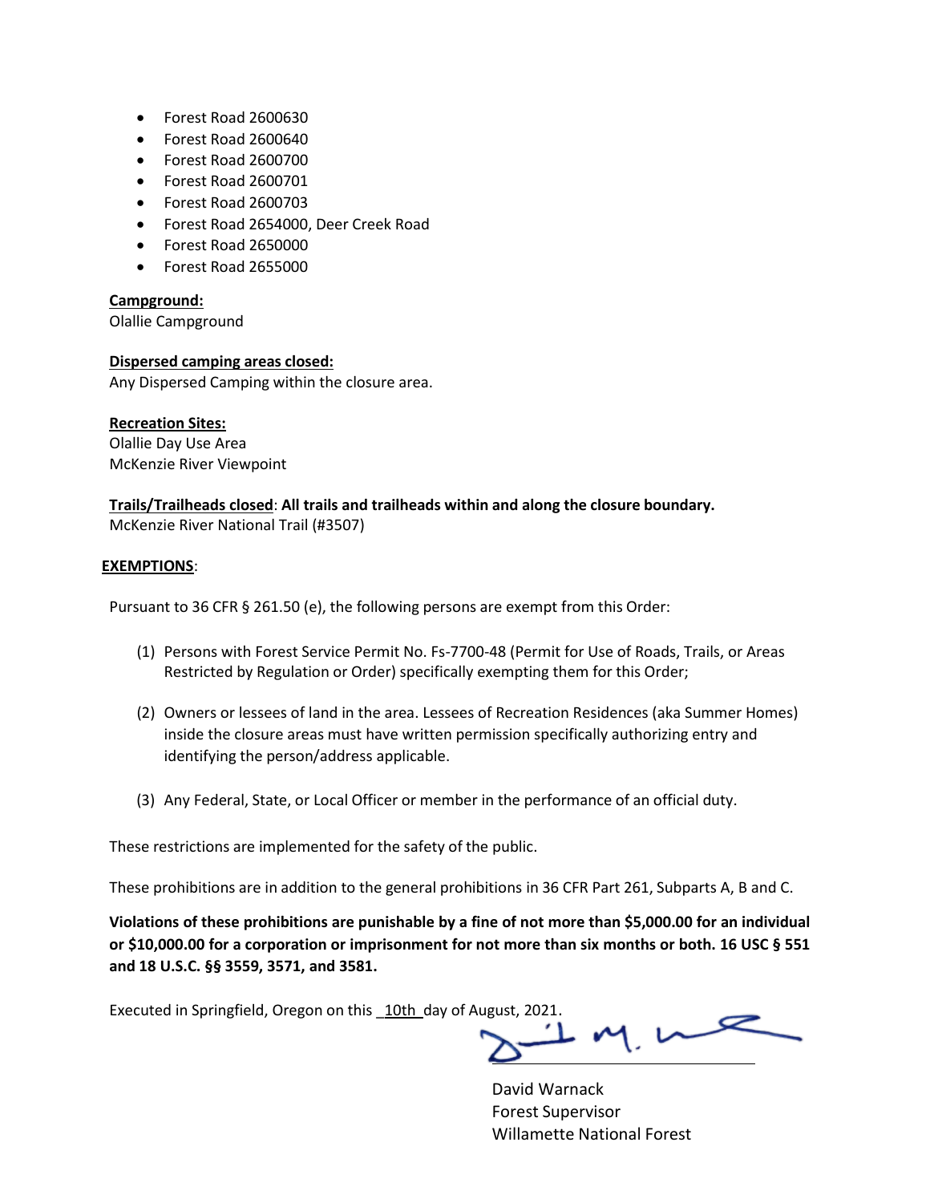- Forest Road 2600630
- Forest Road 2600640
- Forest Road 2600700
- Forest Road 2600701
- Forest Road 2600703
- Forest Road 2654000, Deer Creek Road
- Forest Road 2650000
- Forest Road 2655000

**Campground:**
Olallie Campground

**Dispersed camping areas closed:**
Any Dispersed Camping within the closure area.

**Recreation Sites:**
Olallie Day Use Area
McKenzie River Viewpoint

**Trails/Trailheads closed**: **All trails and trailheads within and along the closure boundary.**
McKenzie River National Trail (#3507)

**EXEMPTIONS**:

Pursuant to 36 CFR § 261.50 (e), the following persons are exempt from this Order:

(1) Persons with Forest Service Permit No. Fs-7700-48 (Permit for Use of Roads, Trails, or Areas Restricted by Regulation or Order) specifically exempting them for this Order;

(2) Owners or lessees of land in the area. Lessees of Recreation Residences (aka Summer Homes) inside the closure areas must have written permission specifically authorizing entry and identifying the person/address applicable.

(3) Any Federal, State, or Local Officer or member in the performance of an official duty.

These restrictions are implemented for the safety of the public.

These prohibitions are in addition to the general prohibitions in 36 CFR Part 261, Subparts A, B and C.

**Violations of these prohibitions are punishable by a fine of not more than $5,000.00 for an individual or $10,000.00 for a corporation or imprisonment for not more than six months or both. 16 USC § 551 and 18 U.S.C. §§ 3559, 3571, and 3581.**

Executed in Springfield, Oregon on this 10th day of August, 2021.

David Warnack
Forest Supervisor
Willamette National Forest